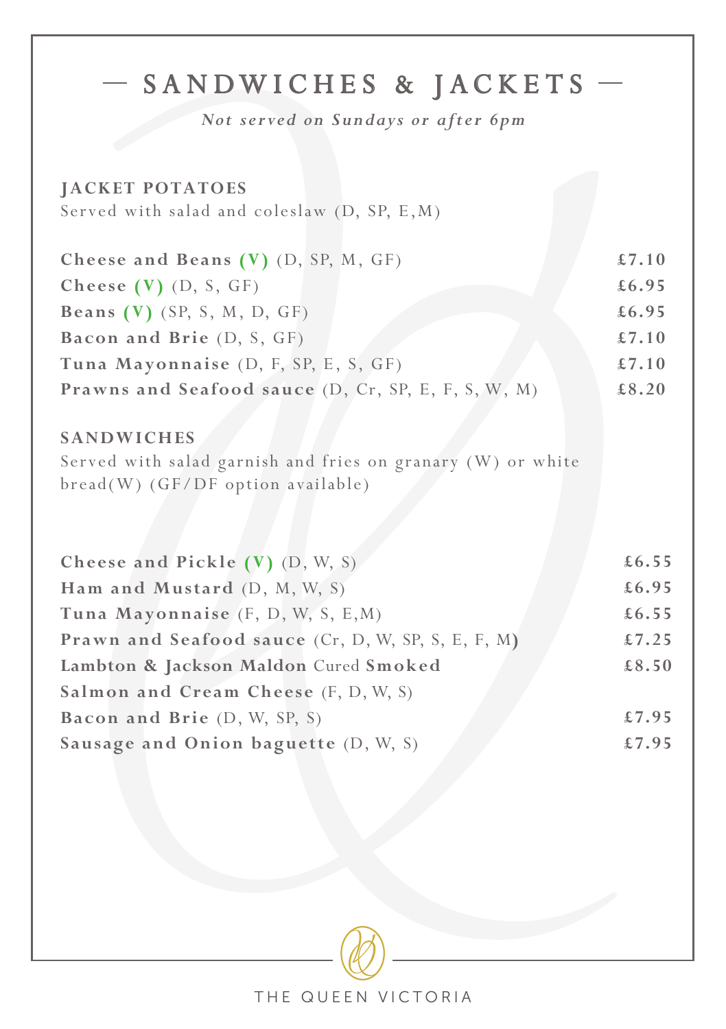# — SANDWICHES & JACKETS —

*Not served on Sundays or after 6pm*

## JACKET POTATOES

Served with salad and coleslaw (D, SP, E,M)

| | |
|---|---|
| **Cheese and Beans (V)** (D, SP, M, GF) | **£7.10** |
| **Cheese (V)** (D, S, GF) | **£6.95** |
| **Beans (V)** (SP, S, M, D, GF) | **£6.95** |
| **Bacon and Brie** (D, S, GF) | **£7.10** |
| **Tuna Mayonnaise** (D, F, SP, E, S, GF) | **£7.10** |
| **Prawns and Seafood sauce** (D, Cr, SP, E, F, S, W, M) | **£8.20** |

## SANDWICHES

Served with salad garnish and fries on granary (W) or white bread(W) (GF/DF option available)

| | |
|---|---|
| **Cheese and Pickle (V)** (D, W, S) | **£6.55** |
| **Ham and Mustard** (D, M, W, S) | **£6.95** |
| **Tuna Mayonnaise** (F, D, W, S, E,M) | **£6.55** |
| **Prawn and Seafood sauce** (Cr, D, W, SP, S, E, F, M) | **£7.25** |
| **Lambton & Jackson Maldon** Cured **Smoked Salmon and Cream Cheese** (F, D, W, S) | **£8.50** |
| **Bacon and Brie** (D, W, SP, S) | **£7.95** |
| **Sausage and Onion baguette** (D, W, S) | **£7.95** |

THE QUEEN VICTORIA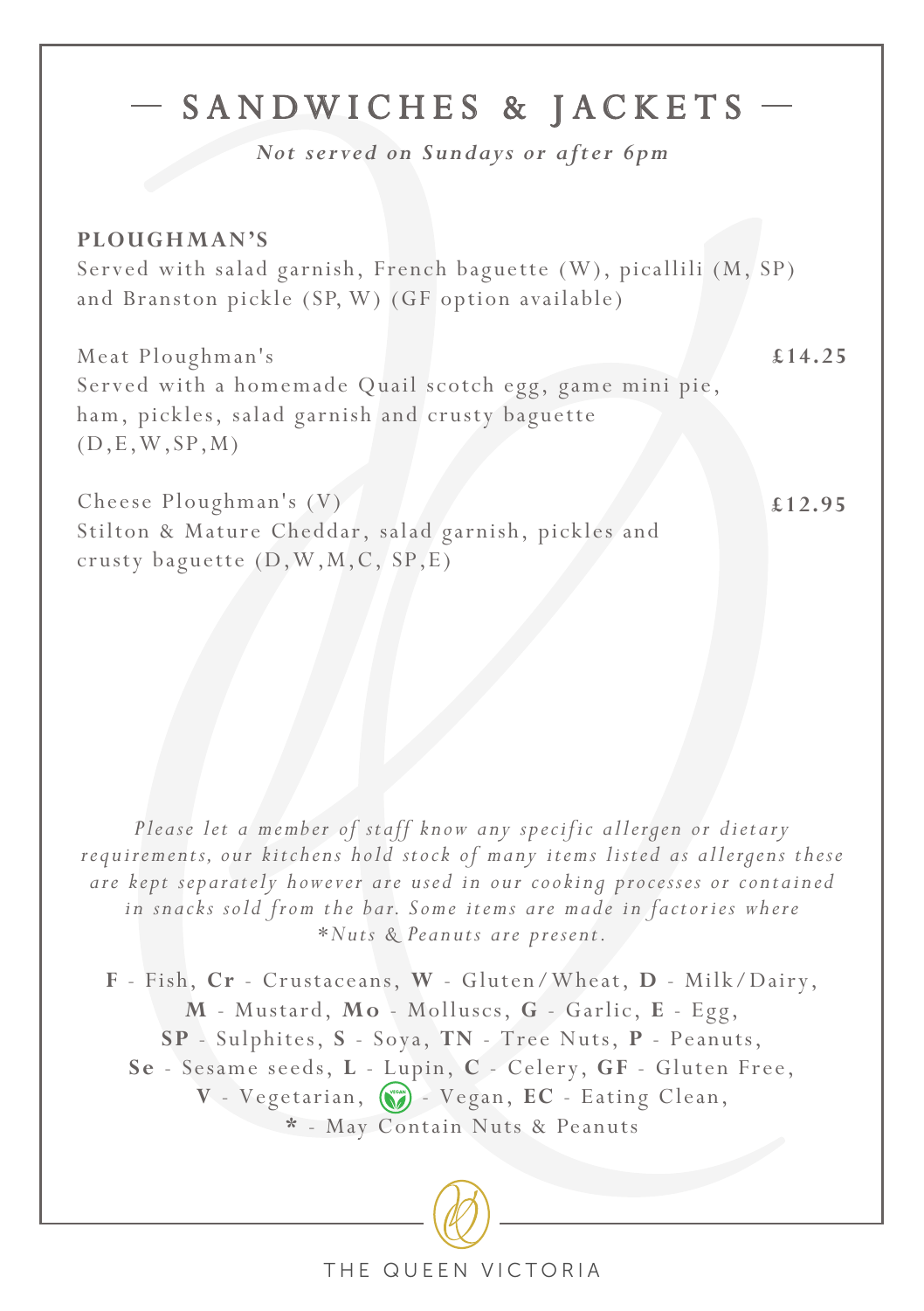# — SANDWICHES & JACKETS —

***Not served on Sundays or after 6pm***

## PLOUGHMAN'S

Served with salad garnish, French baguette (W), picallili (M, SP) and Branston pickle (SP, W) (GF option available)

Meat Ploughman's **£14.25**

Served with a homemade Quail scotch egg, game mini pie, ham, pickles, salad garnish and crusty baguette (D,E,W,SP,M)

Cheese Ploughman's (V) **£12.95**

Stilton & Mature Cheddar, salad garnish, pickles and crusty baguette (D,W,M,C, SP,E)

*Please let a member of staff know any specific allergen or dietary requirements, our kitchens hold stock of many items listed as allergens these are kept separately however are used in our cooking processes or contained in snacks sold from the bar. Some items are made in factories where *Nuts & Peanuts are present.*

**F** - Fish, **Cr** - Crustaceans, **W** - Gluten/Wheat, **D** - Milk/Dairy, **M** - Mustard, **Mo** - Molluscs, **G** - Garlic, **E** - Egg, **SP** - Sulphites, **S** - Soya, **TN** - Tree Nuts, **P** - Peanuts, **Se** - Sesame seeds, **L** - Lupin, **C** - Celery, **GF** - Gluten Free, **V** - Vegetarian, VEGAN - Vegan, **EC** - Eating Clean, **\*** - May Contain Nuts & Peanuts

THE QUEEN VICTORIA